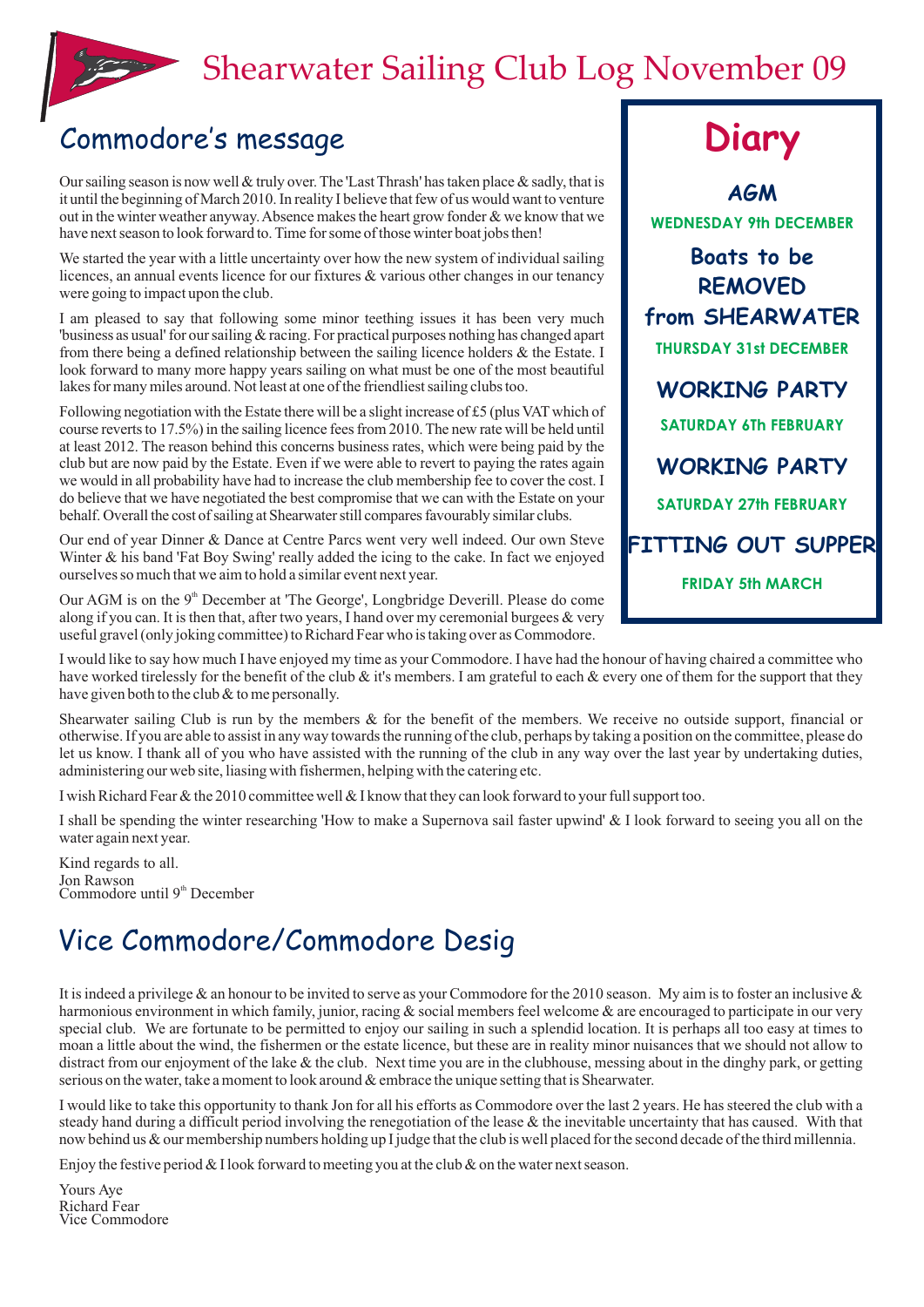# Shearwater Sailing Club Log November 09

## Commodore's message

Our sailing season is now well & truly over. The 'Last Thrash' has taken place & sadly, that is it until the beginning of March 2010. In reality I believe that few of us would want to venture out in the winter weather anyway. Absence makes the heart grow fonder & we know that we have next season to look forward to. Time for some of those winter boat jobs then!

We started the year with a little uncertainty over how the new system of individual sailing licences, an annual events licence for our fixtures & various other changes in our tenancy were going to impact upon the club.

I am pleased to say that following some minor teething issues it has been very much 'business as usual' for our sailing & racing. For practical purposes nothing has changed apart from there being a defined relationship between the sailing licence holders & the Estate. I look forward to many more happy years sailing on what must be one of the most beautiful lakes for many miles around. Not least at one of the friendliest sailing clubs too.

Following negotiation with the Estate there will be a slight increase of £5 (plus VAT which of course reverts to 17.5%) in the sailing licence fees from 2010. The new rate will be held until at least 2012. The reason behind this concerns business rates, which were being paid by the club but are now paid by the Estate. Even if we were able to revert to paying the rates again we would in all probability have had to increase the club membership fee to cover the cost. I do believe that we have negotiated the best compromise that we can with the Estate on your behalf. Overall the cost of sailing at Shearwater still compares favourably similar clubs.

Our end of year Dinner & Dance at Centre Parcs went very well indeed. Our own Steve Winter & his band 'Fat Boy Swing' really added the icing to the cake. In fact we enjoyed ourselves so much that we aim to hold a similar event next year.

Our AGM is on the 9th December at 'The George', Longbridge Deverill. Please do come along if you can. It is then that, after two years, I hand over my ceremonial burgees & very useful gravel (only joking committee) to Richard Fear who is taking over as Commodore.

I would like to say how much I have enjoyed my time as your Commodore. I have had the honour of having chaired a committee who have worked tirelessly for the benefit of the club & it's members. I am grateful to each & every one of them for the support that they have given both to the club & to me personally.

Shearwater sailing Club is run by the members & for the benefit of the members. We receive no outside support, financial or otherwise. If you are able to assist in any way towards the running of the club, perhaps by taking a position on the committee, please do let us know. I thank all of you who have assisted with the running of the club in any way over the last year by undertaking duties, administering our web site, liasing with fishermen, helping with the catering etc.

I wish Richard Fear & the 2010 committee well & I know that they can look forward to your full support too.

I shall be spending the winter researching 'How to make a Supernova sail faster upwind' & I look forward to seeing you all on the water again next year.

Kind regards to all.
Jon Rawson
Commodore until 9th December

## Diary

**AGM**
WEDNESDAY 9th DECEMBER

**Boats to be REMOVED from SHEARWATER**
THURSDAY 31st DECEMBER

**WORKING PARTY**
SATURDAY 6Th FEBRUARY

**WORKING PARTY**
SATURDAY 27th FEBRUARY

**FITTING OUT SUPPER**
FRIDAY 5th MARCH

## Vice Commodore/Commodore Desig

It is indeed a privilege & an honour to be invited to serve as your Commodore for the 2010 season. My aim is to foster an inclusive & harmonious environment in which family, junior, racing & social members feel welcome & are encouraged to participate in our very special club. We are fortunate to be permitted to enjoy our sailing in such a splendid location. It is perhaps all too easy at times to moan a little about the wind, the fishermen or the estate licence, but these are in reality minor nuisances that we should not allow to distract from our enjoyment of the lake & the club. Next time you are in the clubhouse, messing about in the dinghy park, or getting serious on the water, take a moment to look around & embrace the unique setting that is Shearwater.

I would like to take this opportunity to thank Jon for all his efforts as Commodore over the last 2 years. He has steered the club with a steady hand during a difficult period involving the renegotiation of the lease & the inevitable uncertainty that has caused. With that now behind us & our membership numbers holding up I judge that the club is well placed for the second decade of the third millennia.

Enjoy the festive period & I look forward to meeting you at the club & on the water next season.

Yours Aye
Richard Fear
Vice Commodore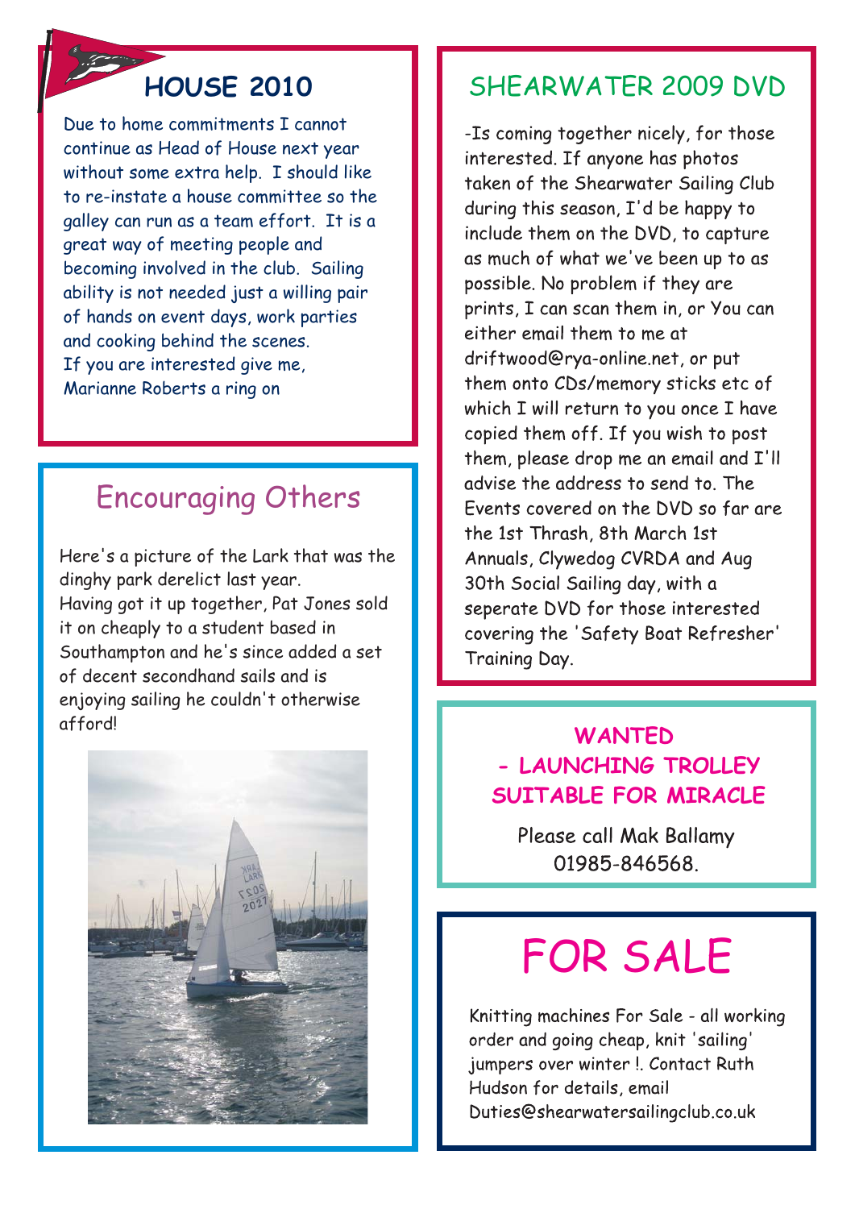## HOUSE 2010

Due to home commitments I cannot continue as Head of House next year without some extra help. I should like to re-instate a house committee so the galley can run as a team effort. It is a great way of meeting people and becoming involved in the club. Sailing ability is not needed just a willing pair of hands on event days, work parties and cooking behind the scenes.
If you are interested give me, Marianne Roberts a ring on

## Encouraging Others

Here's a picture of the Lark that was the dinghy park derelict last year.
Having got it up together, Pat Jones sold it on cheaply to a student based in Southampton and he's since added a set of decent secondhand sails and is enjoying sailing he couldn't otherwise afford!

## SHEARWATER 2009 DVD

-Is coming together nicely, for those interested. If anyone has photos taken of the Shearwater Sailing Club during this season, I'd be happy to include them on the DVD, to capture as much of what we've been up to as possible. No problem if they are prints, I can scan them in, or You can either email them to me at driftwood@rya-online.net, or put them onto CDs/memory sticks etc of which I will return to you once I have copied them off. If you wish to post them, please drop me an email and I'll advise the address to send to. The Events covered on the DVD so far are the 1st Thrash, 8th March 1st Annuals, Clywedog CVRDA and Aug 30th Social Sailing day, with a seperate DVD for those interested covering the 'Safety Boat Refresher' Training Day.

## WANTED - LAUNCHING TROLLEY SUITABLE FOR MIRACLE

Please call Mak Ballamy
01985-846568.

# FOR SALE

Knitting machines For Sale - all working order and going cheap, knit 'sailing' jumpers over winter !. Contact Ruth Hudson for details, email Duties@shearwatersailingclub.co.uk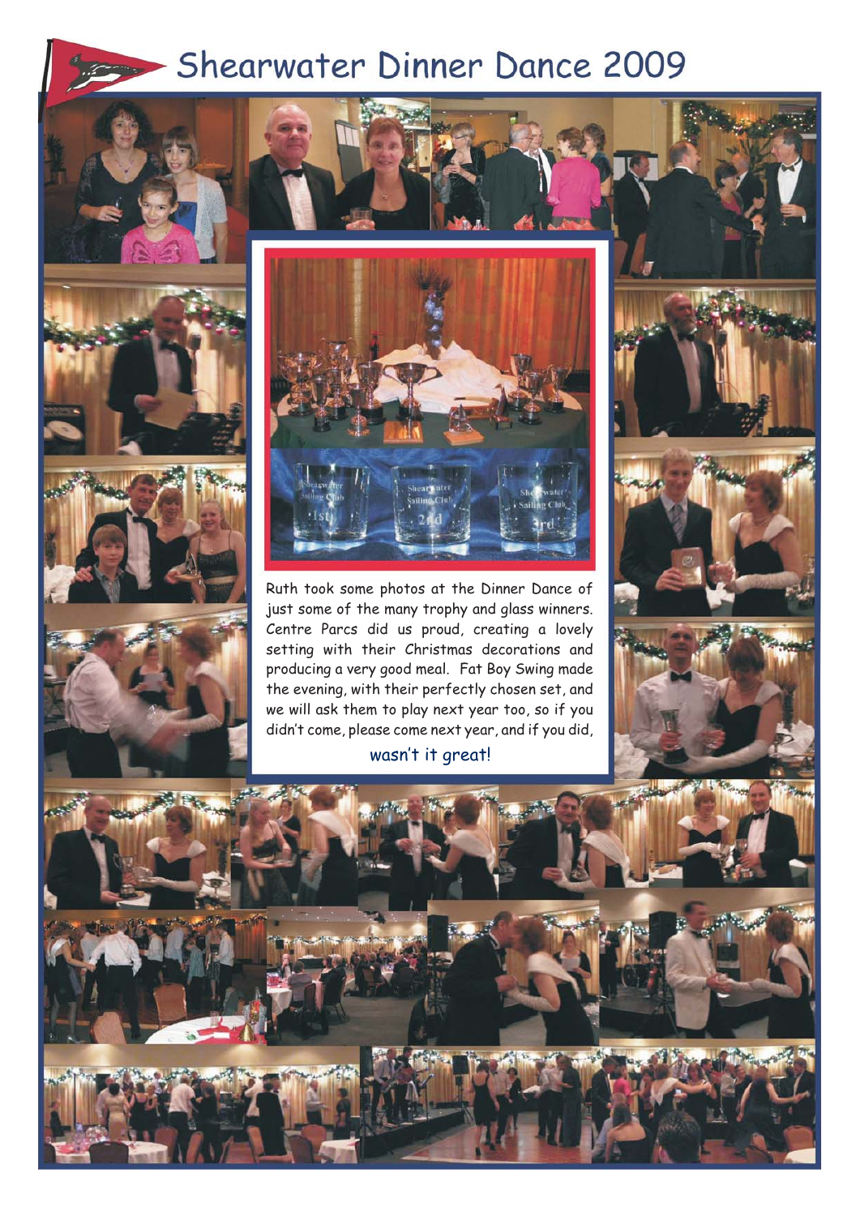# Shearwater Dinner Dance 2009

Ruth took some photos at the Dinner Dance of just some of the many trophy and glass winners. Centre Parcs did us proud, creating a lovely setting with their Christmas decorations and producing a very good meal. Fat Boy Swing made the evening, with their perfectly chosen set, and we will ask them to play next year too, so if you didn't come, please come next year, and if you did,

wasn't it great!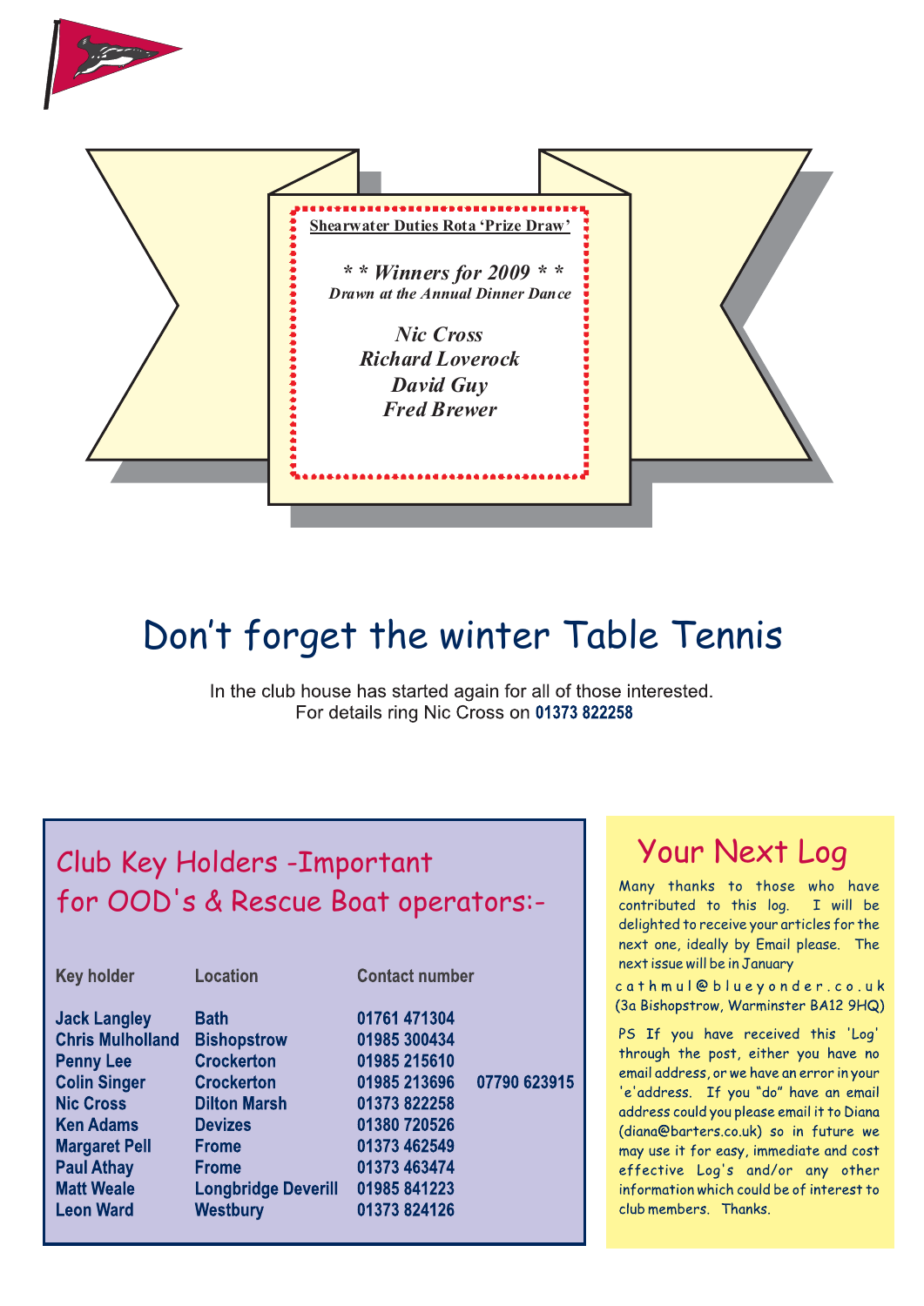**Shearwater Duties Rota 'Prize Draw'**

***\* \* Winners for 2009 \* \****

*Drawn at the Annual Dinner Dance*

*Nic Cross*
*Richard Loverock*
*David Guy*
*Fred Brewer*

# Don't forget the winter Table Tennis

In the club house has started again for all of those interested.
For details ring Nic Cross on **01373 822258**

## Club Key Holders -Important for OOD's & Rescue Boat operators:-

| Key holder | Location | Contact number | |
|---|---|---|---|
| Jack Langley | Bath | 01761 471304 | |
| Chris Mulholland | Bishopstrow | 01985 300434 | |
| Penny Lee | Crockerton | 01985 215610 | |
| Colin Singer | Crockerton | 01985 213696 | 07790 623915 |
| Nic Cross | Dilton Marsh | 01373 822258 | |
| Ken Adams | Devizes | 01380 720526 | |
| Margaret Pell | Frome | 01373 462549 | |
| Paul Athay | Frome | 01373 463474 | |
| Matt Weale | Longbridge Deverill | 01985 841223 | |
| Leon Ward | Westbury | 01373 824126 | |

## Your Next Log

Many thanks to those who have contributed to this log. I will be delighted to receive your articles for the next one, ideally by Email please. The next issue will be in January

cathmul@blueyonder.co.uk
(3a Bishopstrow, Warminster BA12 9HQ)

PS If you have received this 'Log' through the post, either you have no email address, or we have an error in your 'e'address. If you "do" have an email address could you please email it to Diana (diana@barters.co.uk) so in future we may use it for easy, immediate and cost effective Log's and/or any other information which could be of interest to club members. Thanks.